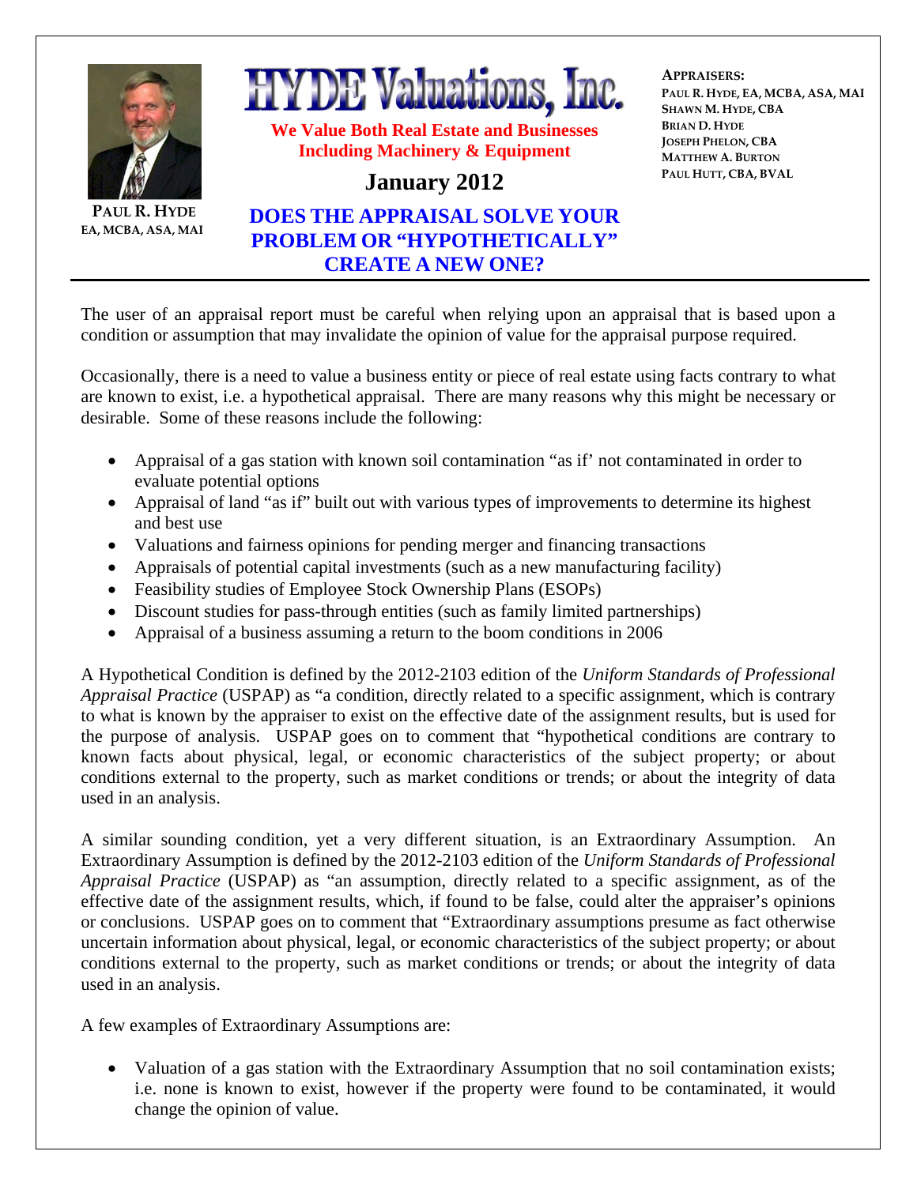**PAUL R. HYDE**
**EA, MCBA, ASA, MAI**

# HYDE Valuations, Inc.

**We Value Both Real Estate and Businesses**
**Including Machinery & Equipment**

**January 2012**

**APPRAISERS:**
PAUL R. HYDE, EA, MCBA, ASA, MAI
SHAWN M. HYDE, CBA
BRIAN D. HYDE
JOSEPH PHELON, CBA
MATTHEW A. BURTON
PAUL HUTT, CBA, BVAL

## DOES THE APPRAISAL SOLVE YOUR PROBLEM OR "HYPOTHETICALLY" CREATE A NEW ONE?

The user of an appraisal report must be careful when relying upon an appraisal that is based upon a condition or assumption that may invalidate the opinion of value for the appraisal purpose required.

Occasionally, there is a need to value a business entity or piece of real estate using facts contrary to what are known to exist, i.e. a hypothetical appraisal. There are many reasons why this might be necessary or desirable. Some of these reasons include the following:

- Appraisal of a gas station with known soil contamination "as if' not contaminated in order to evaluate potential options
- Appraisal of land "as if" built out with various types of improvements to determine its highest and best use
- Valuations and fairness opinions for pending merger and financing transactions
- Appraisals of potential capital investments (such as a new manufacturing facility)
- Feasibility studies of Employee Stock Ownership Plans (ESOPs)
- Discount studies for pass-through entities (such as family limited partnerships)
- Appraisal of a business assuming a return to the boom conditions in 2006

A Hypothetical Condition is defined by the 2012-2103 edition of the *Uniform Standards of Professional Appraisal Practice* (USPAP) as "a condition, directly related to a specific assignment, which is contrary to what is known by the appraiser to exist on the effective date of the assignment results, but is used for the purpose of analysis. USPAP goes on to comment that "hypothetical conditions are contrary to known facts about physical, legal, or economic characteristics of the subject property; or about conditions external to the property, such as market conditions or trends; or about the integrity of data used in an analysis.

A similar sounding condition, yet a very different situation, is an Extraordinary Assumption. An Extraordinary Assumption is defined by the 2012-2103 edition of the *Uniform Standards of Professional Appraisal Practice* (USPAP) as "an assumption, directly related to a specific assignment, as of the effective date of the assignment results, which, if found to be false, could alter the appraiser's opinions or conclusions. USPAP goes on to comment that "Extraordinary assumptions presume as fact otherwise uncertain information about physical, legal, or economic characteristics of the subject property; or about conditions external to the property, such as market conditions or trends; or about the integrity of data used in an analysis.

A few examples of Extraordinary Assumptions are:

- Valuation of a gas station with the Extraordinary Assumption that no soil contamination exists; i.e. none is known to exist, however if the property were found to be contaminated, it would change the opinion of value.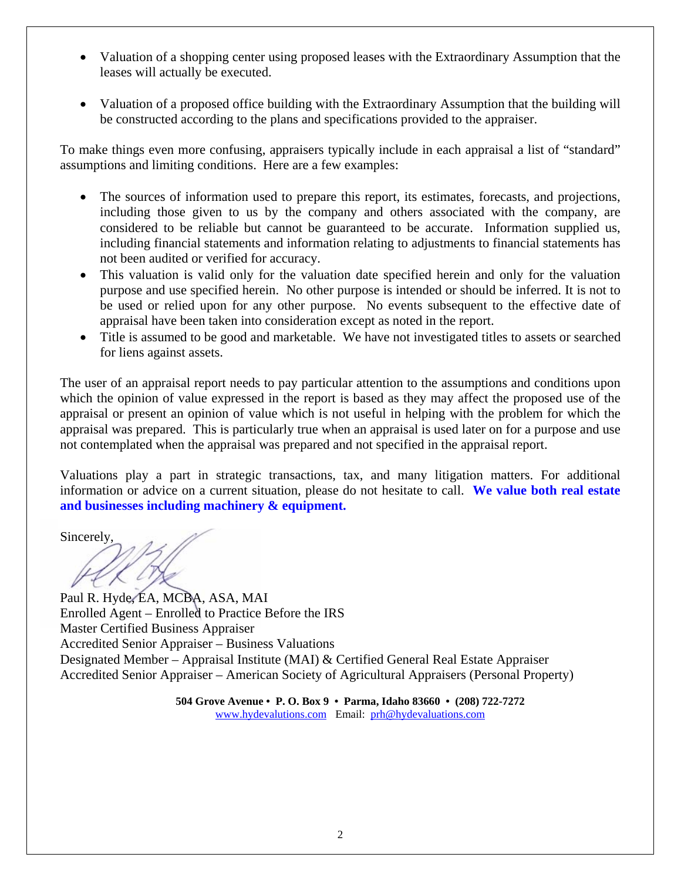- Valuation of a shopping center using proposed leases with the Extraordinary Assumption that the leases will actually be executed.

- Valuation of a proposed office building with the Extraordinary Assumption that the building will be constructed according to the plans and specifications provided to the appraiser.

To make things even more confusing, appraisers typically include in each appraisal a list of "standard" assumptions and limiting conditions. Here are a few examples:

- The sources of information used to prepare this report, its estimates, forecasts, and projections, including those given to us by the company and others associated with the company, are considered to be reliable but cannot be guaranteed to be accurate. Information supplied us, including financial statements and information relating to adjustments to financial statements has not been audited or verified for accuracy.
- This valuation is valid only for the valuation date specified herein and only for the valuation purpose and use specified herein. No other purpose is intended or should be inferred. It is not to be used or relied upon for any other purpose. No events subsequent to the effective date of appraisal have been taken into consideration except as noted in the report.
- Title is assumed to be good and marketable. We have not investigated titles to assets or searched for liens against assets.

The user of an appraisal report needs to pay particular attention to the assumptions and conditions upon which the opinion of value expressed in the report is based as they may affect the proposed use of the appraisal or present an opinion of value which is not useful in helping with the problem for which the appraisal was prepared. This is particularly true when an appraisal is used later on for a purpose and use not contemplated when the appraisal was prepared and not specified in the appraisal report.

Valuations play a part in strategic transactions, tax, and many litigation matters. For additional information or advice on a current situation, please do not hesitate to call. **We value both real estate and businesses including machinery & equipment.**

Sincerely,

Paul R. Hyde, EA, MCBA, ASA, MAI
Enrolled Agent – Enrolled to Practice Before the IRS
Master Certified Business Appraiser
Accredited Senior Appraiser – Business Valuations
Designated Member – Appraisal Institute (MAI) & Certified General Real Estate Appraiser
Accredited Senior Appraiser – American Society of Agricultural Appraisers (Personal Property)

**504 Grove Avenue • P. O. Box 9 • Parma, Idaho 83660 • (208) 722-7272**
www.hydevalutions.com Email: prh@hydevaluations.com